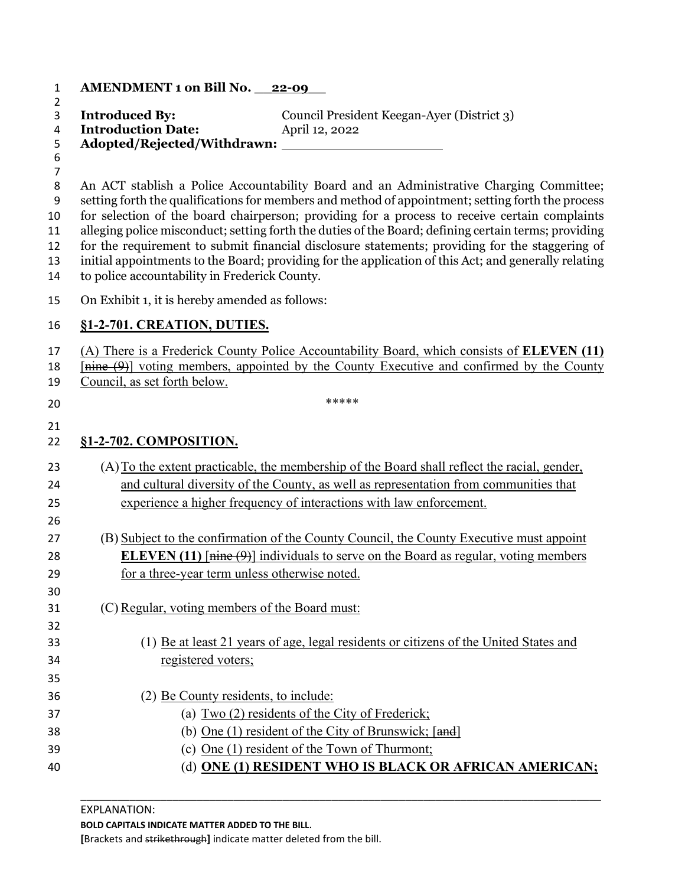**AMENDMENT 1 on Bill No. 22-09**

**Introduced By:** Council President Keegan-Ayer (District 3)
**Introduction Date:** April 12, 2022
**Adopted/Rejected/Withdrawn:** ____________________

An ACT stablish a Police Accountability Board and an Administrative Charging Committee; setting forth the qualifications for members and method of appointment; setting forth the process for selection of the board chairperson; providing for a process to receive certain complaints alleging police misconduct; setting forth the duties of the Board; defining certain terms; providing for the requirement to submit financial disclosure statements; providing for the staggering of initial appointments to the Board; providing for the application of this Act; and generally relating to police accountability in Frederick County.

On Exhibit 1, it is hereby amended as follows:

**§1-2-701. CREATION, DUTIES.**

(A) There is a Frederick County Police Accountability Board, which consists of **ELEVEN (11)** [~~nine (9)~~] voting members, appointed by the County Executive and confirmed by the County Council, as set forth below.

\*\*\*\*\*

**§1-2-702. COMPOSITION.**

(A) To the extent practicable, the membership of the Board shall reflect the racial, gender, and cultural diversity of the County, as well as representation from communities that experience a higher frequency of interactions with law enforcement.

(B) Subject to the confirmation of the County Council, the County Executive must appoint **ELEVEN (11)** [~~nine (9)~~] individuals to serve on the Board as regular, voting members for a three-year term unless otherwise noted.

(C) Regular, voting members of the Board must:

(1) Be at least 21 years of age, legal residents or citizens of the United States and registered voters;

(2) Be County residents, to include:

(a) Two (2) residents of the City of Frederick;
(b) One (1) resident of the City of Brunswick; [~~and~~]
(c) One (1) resident of the Town of Thurmont;
(d) **ONE (1) RESIDENT WHO IS BLACK OR AFRICAN AMERICAN;**

---

EXPLANATION:
**BOLD CAPITALS INDICATE MATTER ADDED TO THE BILL.**
**[**Brackets and ~~strikethrough~~**]** indicate matter deleted from the bill.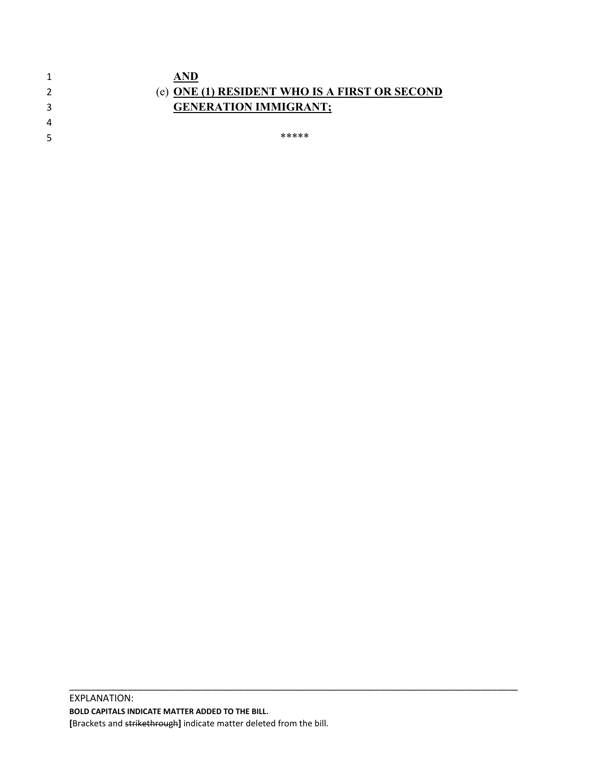**AND**

(e) **ONE (1) RESIDENT WHO IS A FIRST OR SECOND GENERATION IMMIGRANT;**

*****

EXPLANATION:
**BOLD CAPITALS INDICATE MATTER ADDED TO THE BILL.**
**[**Brackets and ~~strikethrough~~**]** indicate matter deleted from the bill.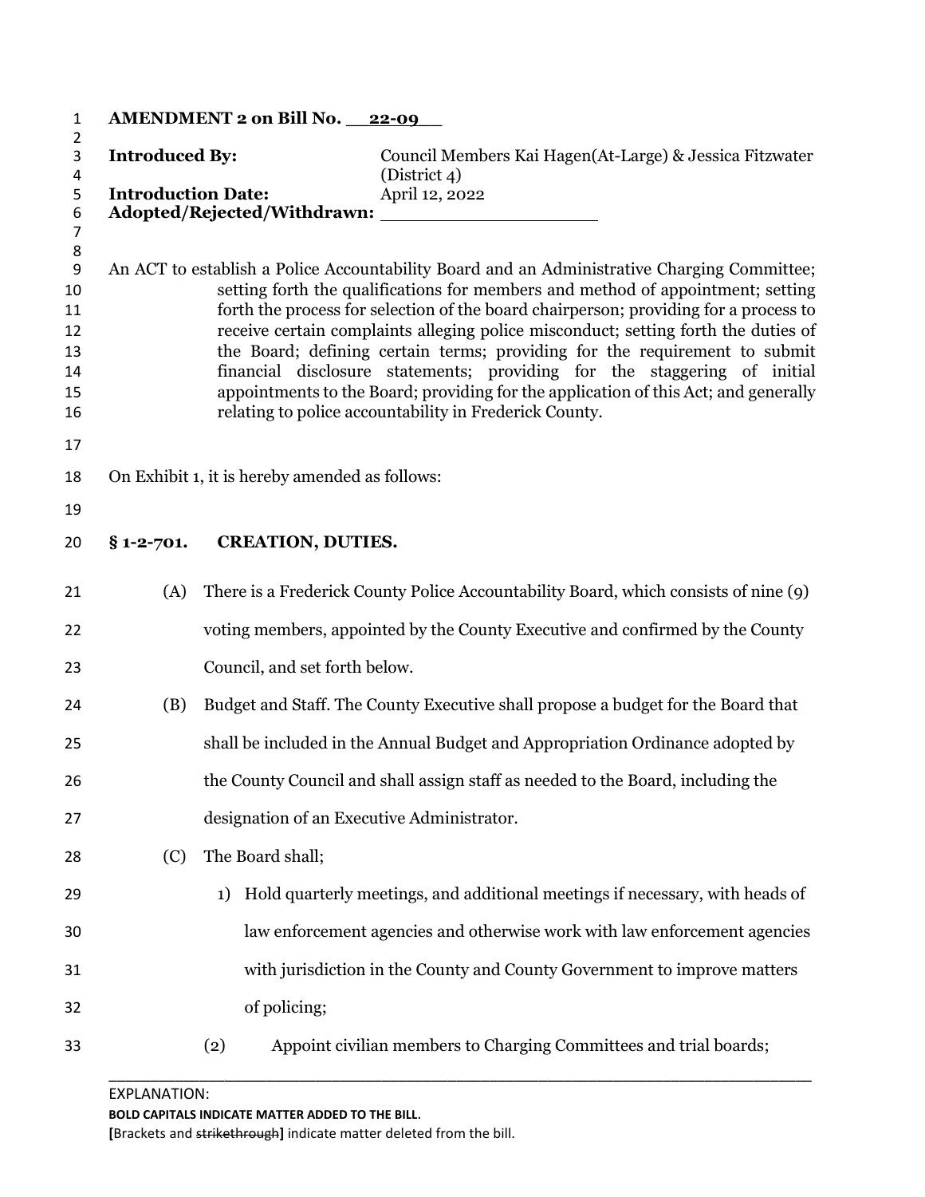**AMENDMENT 2 on Bill No. 22-09**

**Introduced By:** Council Members Kai Hagen(At-Large) & Jessica Fitzwater (District 4)

**Introduction Date:** April 12, 2022

**Adopted/Rejected/Withdrawn:** ____________________

An ACT to establish a Police Accountability Board and an Administrative Charging Committee; setting forth the qualifications for members and method of appointment; setting forth the process for selection of the board chairperson; providing for a process to receive certain complaints alleging police misconduct; setting forth the duties of the Board; defining certain terms; providing for the requirement to submit financial disclosure statements; providing for the staggering of initial appointments to the Board; providing for the application of this Act; and generally relating to police accountability in Frederick County.

On Exhibit 1, it is hereby amended as follows:

**§ 1-2-701. CREATION, DUTIES.**

(A) There is a Frederick County Police Accountability Board, which consists of nine (9) voting members, appointed by the County Executive and confirmed by the County Council, and set forth below.

(B) Budget and Staff. The County Executive shall propose a budget for the Board that shall be included in the Annual Budget and Appropriation Ordinance adopted by the County Council and shall assign staff as needed to the Board, including the designation of an Executive Administrator.

(C) The Board shall;

1) Hold quarterly meetings, and additional meetings if necessary, with heads of law enforcement agencies and otherwise work with law enforcement agencies with jurisdiction in the County and County Government to improve matters of policing;

(2) Appoint civilian members to Charging Committees and trial boards;

EXPLANATION:
**BOLD CAPITALS INDICATE MATTER ADDED TO THE BILL.**
[Brackets and ~~strikethrough~~] indicate matter deleted from the bill.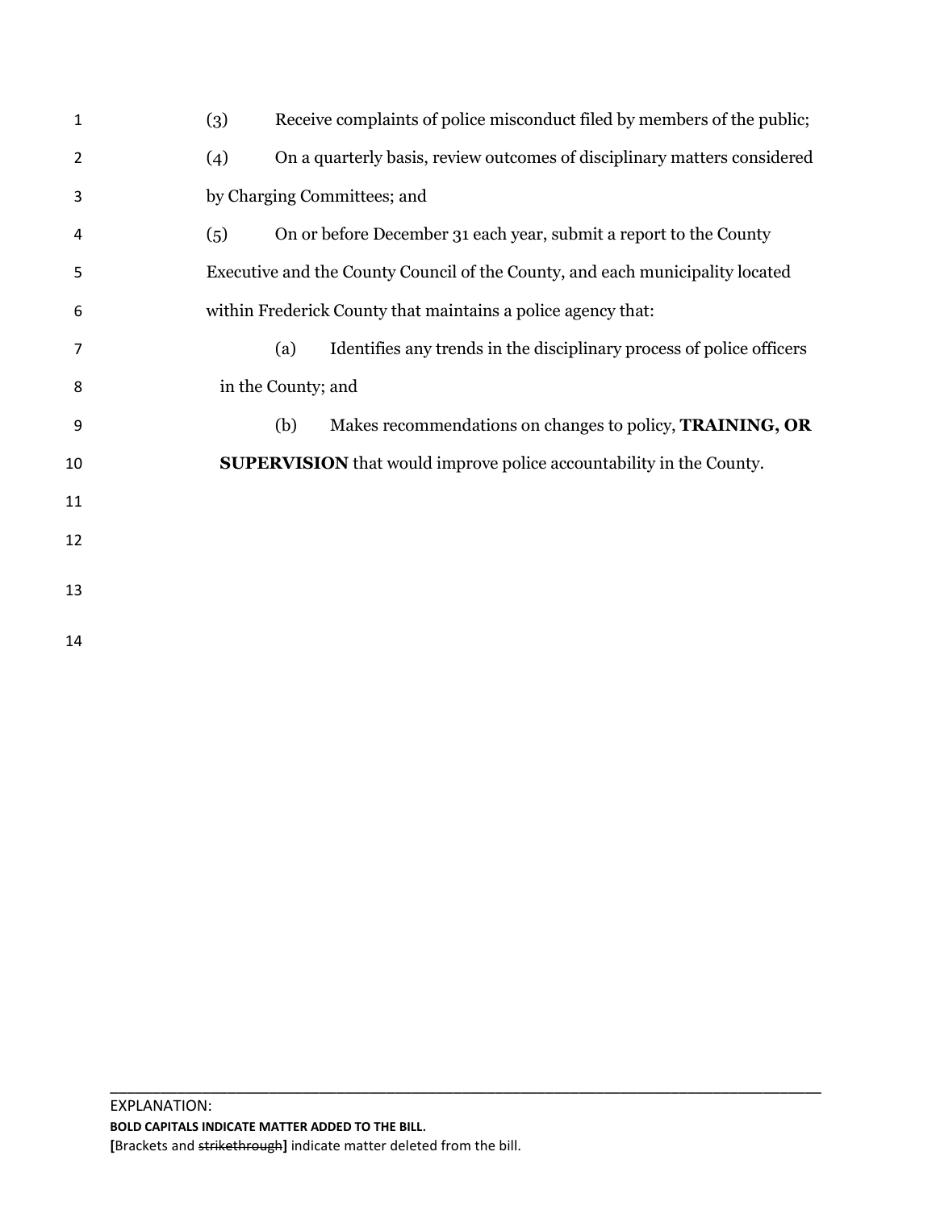(3) Receive complaints of police misconduct filed by members of the public;

(4) On a quarterly basis, review outcomes of disciplinary matters considered by Charging Committees; and

(5) On or before December 31 each year, submit a report to the County Executive and the County Council of the County, and each municipality located within Frederick County that maintains a police agency that:

(a) Identifies any trends in the disciplinary process of police officers in the County; and

(b) Makes recommendations on changes to policy, **TRAINING, OR SUPERVISION** that would improve police accountability in the County.

---

EXPLANATION:
**BOLD CAPITALS INDICATE MATTER ADDED TO THE BILL.**
[Brackets and ~~strikethrough~~] indicate matter deleted from the bill.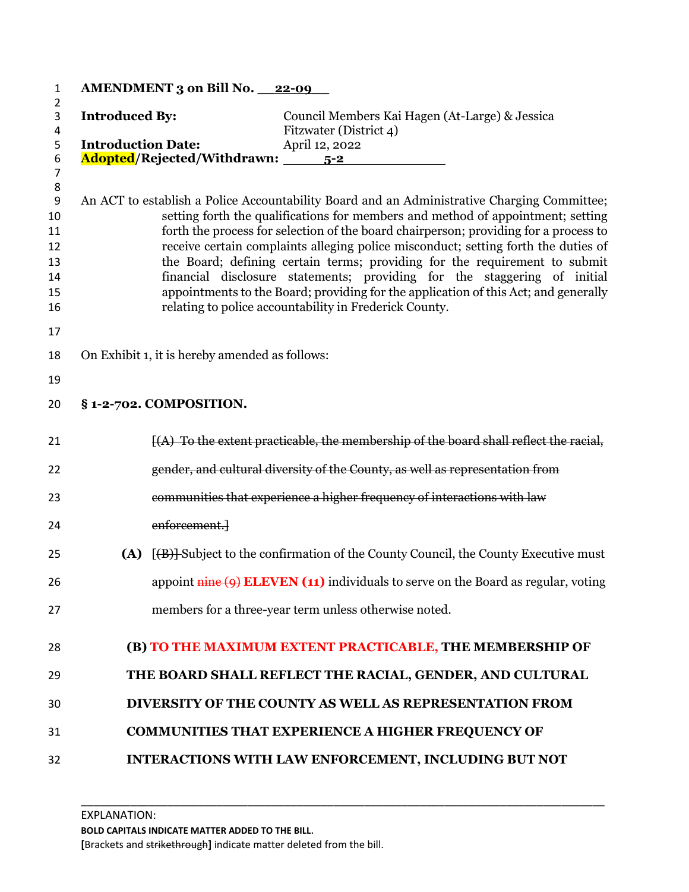**AMENDMENT 3 on Bill No. 22-09**

**Introduced By:** Council Members Kai Hagen (At-Large) & Jessica Fitzwater (District 4)

**Introduction Date:** April 12, 2022

**Adopted/Rejected/Withdrawn:** 5-2

An ACT to establish a Police Accountability Board and an Administrative Charging Committee; setting forth the qualifications for members and method of appointment; setting forth the process for selection of the board chairperson; providing for a process to receive certain complaints alleging police misconduct; setting forth the duties of the Board; defining certain terms; providing for the requirement to submit financial disclosure statements; providing for the staggering of initial appointments to the Board; providing for the application of this Act; and generally relating to police accountability in Frederick County.

On Exhibit 1, it is hereby amended as follows:

**§ 1-2-702. COMPOSITION.**

[~~(A) To the extent practicable, the membership of the board shall reflect the racial, gender, and cultural diversity of the County, as well as representation from communities that experience a higher frequency of interactions with law enforcement.~~]

**(A)** [~~(B)~~] Subject to the confirmation of the County Council, the County Executive must appoint ~~nine (9)~~ **ELEVEN (11)** individuals to serve on the Board as regular, voting members for a three-year term unless otherwise noted.

**(B) TO THE MAXIMUM EXTENT PRACTICABLE, THE MEMBERSHIP OF THE BOARD SHALL REFLECT THE RACIAL, GENDER, AND CULTURAL DIVERSITY OF THE COUNTY AS WELL AS REPRESENTATION FROM COMMUNITIES THAT EXPERIENCE A HIGHER FREQUENCY OF INTERACTIONS WITH LAW ENFORCEMENT, INCLUDING BUT NOT**

EXPLANATION:
**BOLD CAPITALS INDICATE MATTER ADDED TO THE BILL.**
**[**Brackets and ~~strikethrough~~**]** indicate matter deleted from the bill.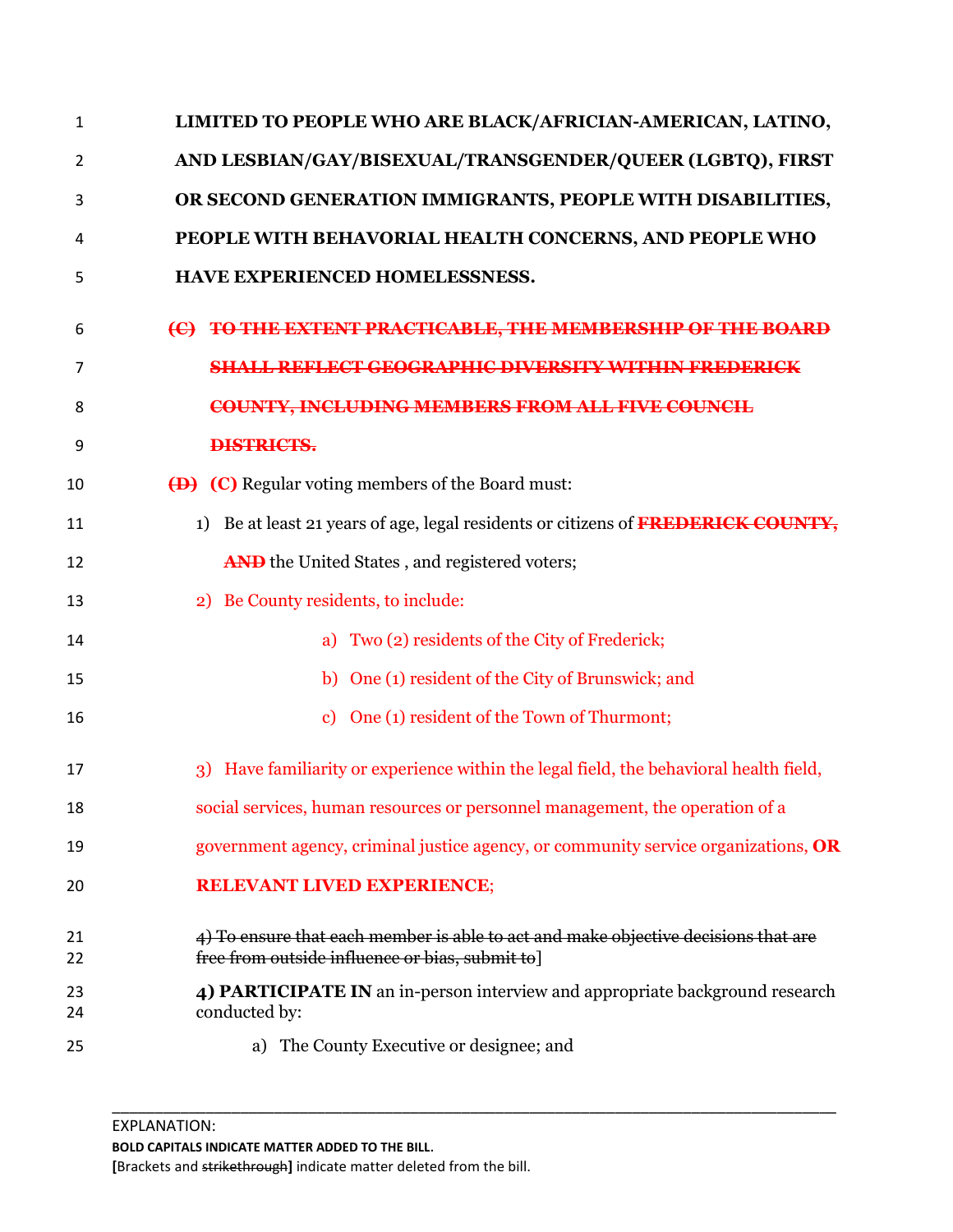LIMITED TO PEOPLE WHO ARE BLACK/AFRICIAN-AMERICAN, LATINO, AND LESBIAN/GAY/BISEXUAL/TRANSGENDER/QUEER (LGBTQ), FIRST OR SECOND GENERATION IMMIGRANTS, PEOPLE WITH DISABILITIES, PEOPLE WITH BEHAVORIAL HEALTH CONCERNS, AND PEOPLE WHO HAVE EXPERIENCED HOMELESSNESS.

~~(C) TO THE EXTENT PRACTICABLE, THE MEMBERSHIP OF THE BOARD SHALL REFLECT GEOGRAPHIC DIVERSITY WITHIN FREDERICK COUNTY, INCLUDING MEMBERS FROM ALL FIVE COUNCIL DISTRICTS.~~

~~(D)~~ **(C)** Regular voting members of the Board must:

1) Be at least 21 years of age, legal residents or citizens of ~~FREDERICK COUNTY, AND~~ the United States , and registered voters;

2) Be County residents, to include:

   a) Two (2) residents of the City of Frederick;

   b) One (1) resident of the City of Brunswick; and

   c) One (1) resident of the Town of Thurmont;

3) Have familiarity or experience within the legal field, the behavioral health field, social services, human resources or personnel management, the operation of a government agency, criminal justice agency, or community service organizations, **OR RELEVANT LIVED EXPERIENCE**;

~~4) To ensure that each member is able to act and make objective decisions that are free from outside influence or bias, submit to~~]

**4) PARTICIPATE IN** an in-person interview and appropriate background research conducted by:

   a) The County Executive or designee; and

---

EXPLANATION:
**BOLD CAPITALS INDICATE MATTER ADDED TO THE BILL.**
**[**Brackets and ~~strikethrough~~**]** indicate matter deleted from the bill.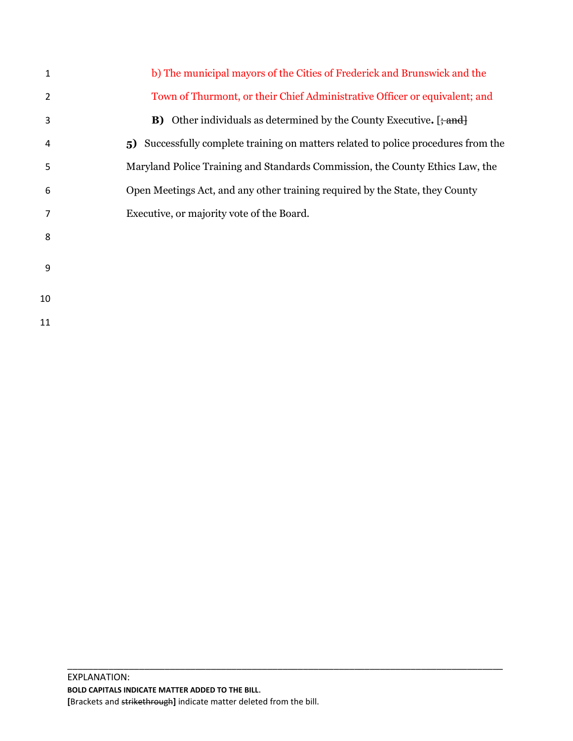b) The municipal mayors of the Cities of Frederick and Brunswick and the Town of Thurmont, or their Chief Administrative Officer or equivalent; and

**B)** Other individuals as determined by the County Executive**.** [~~; and~~]

**5)** Successfully complete training on matters related to police procedures from the Maryland Police Training and Standards Commission, the County Ethics Law, the Open Meetings Act, and any other training required by the State, they County Executive, or majority vote of the Board.

EXPLANATION:
**BOLD CAPITALS INDICATE MATTER ADDED TO THE BILL.**
**[**Brackets and ~~strikethrough~~**]** indicate matter deleted from the bill.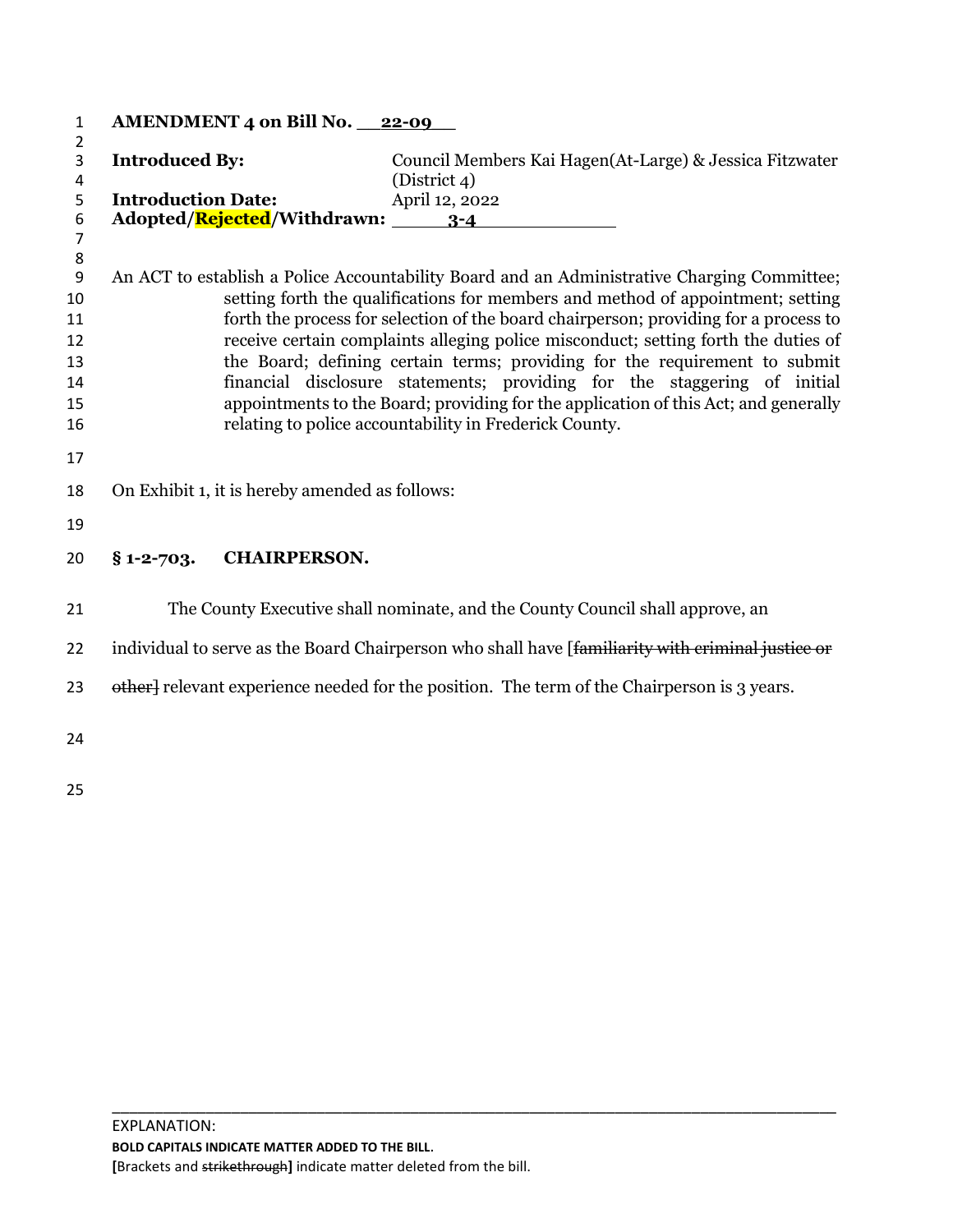**AMENDMENT 4 on Bill No. 22-09**

**Introduced By:** Council Members Kai Hagen(At-Large) & Jessica Fitzwater (District 4)
**Introduction Date:** April 12, 2022
**Adopted/Rejected/Withdrawn:** 3-4

An ACT to establish a Police Accountability Board and an Administrative Charging Committee; setting forth the qualifications for members and method of appointment; setting forth the process for selection of the board chairperson; providing for a process to receive certain complaints alleging police misconduct; setting forth the duties of the Board; defining certain terms; providing for the requirement to submit financial disclosure statements; providing for the staggering of initial appointments to the Board; providing for the application of this Act; and generally relating to police accountability in Frederick County.

On Exhibit 1, it is hereby amended as follows:

**§ 1-2-703. CHAIRPERSON.**

The County Executive shall nominate, and the County Council shall approve, an individual to serve as the Board Chairperson who shall have [~~familiarity with criminal justice or other~~] relevant experience needed for the position. The term of the Chairperson is 3 years.

---

EXPLANATION:
**BOLD CAPITALS INDICATE MATTER ADDED TO THE BILL.**
**[**Brackets and ~~strikethrough~~**]** indicate matter deleted from the bill.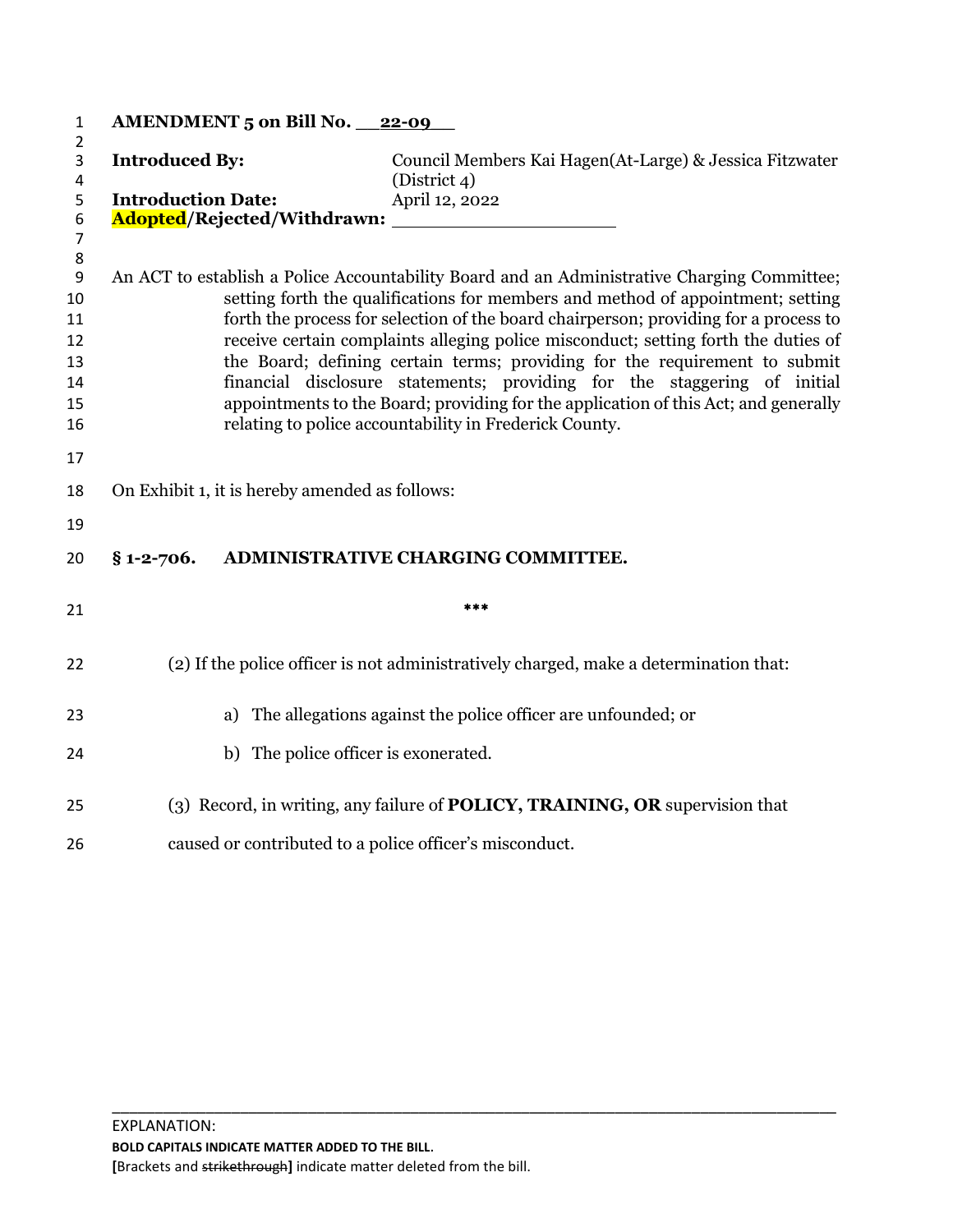**AMENDMENT 5 on Bill No. 22-09**

**Introduced By:** Council Members Kai Hagen(At-Large) & Jessica Fitzwater (District 4)

**Introduction Date:** April 12, 2022

**Adopted/Rejected/Withdrawn:** ____________________

An ACT to establish a Police Accountability Board and an Administrative Charging Committee; setting forth the qualifications for members and method of appointment; setting forth the process for selection of the board chairperson; providing for a process to receive certain complaints alleging police misconduct; setting forth the duties of the Board; defining certain terms; providing for the requirement to submit financial disclosure statements; providing for the staggering of initial appointments to the Board; providing for the application of this Act; and generally relating to police accountability in Frederick County.

On Exhibit 1, it is hereby amended as follows:

**§ 1-2-706. ADMINISTRATIVE CHARGING COMMITTEE.**

***

(2) If the police officer is not administratively charged, make a determination that:

a) The allegations against the police officer are unfounded; or

b) The police officer is exonerated.

(3) Record, in writing, any failure of **POLICY, TRAINING, OR** supervision that caused or contributed to a police officer's misconduct.

---

EXPLANATION:

**BOLD CAPITALS INDICATE MATTER ADDED TO THE BILL.**

**[**Brackets and ~~strikethrough~~**]** indicate matter deleted from the bill.